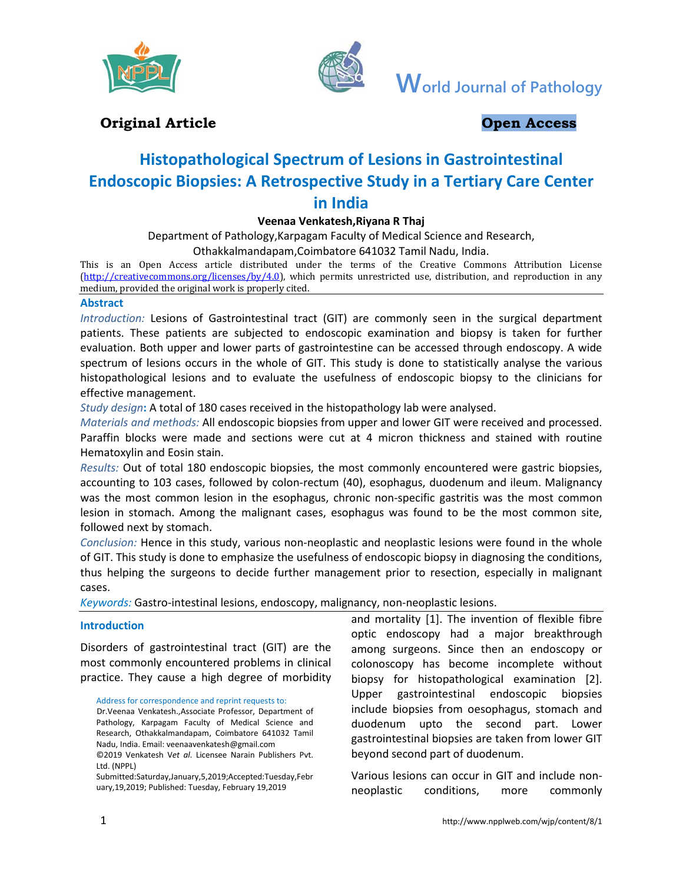**Original Article** **Open Access**

# Histopathological Spectrum of Lesions in Gastrointestinal Endoscopic Biopsies: A Retrospective Study in a Tertiary Care Center in India

**Veenaa Venkatesh,Riyana R Thaj**

Department of Pathology,Karpagam Faculty of Medical Science and Research, Othakkalmandapam,Coimbatore 641032 Tamil Nadu, India.

This is an Open Access article distributed under the terms of the Creative Commons Attribution License (http://creativecommons.org/licenses/by/4.0), which permits unrestricted use, distribution, and reproduction in any medium, provided the original work is properly cited.

## Abstract

*Introduction:* Lesions of Gastrointestinal tract (GIT) are commonly seen in the surgical department patients. These patients are subjected to endoscopic examination and biopsy is taken for further evaluation. Both upper and lower parts of gastrointestine can be accessed through endoscopy. A wide spectrum of lesions occurs in the whole of GIT. This study is done to statistically analyse the various histopathological lesions and to evaluate the usefulness of endoscopic biopsy to the clinicians for effective management.

*Study design***:** A total of 180 cases received in the histopathology lab were analysed.

*Materials and methods:* All endoscopic biopsies from upper and lower GIT were received and processed. Paraffin blocks were made and sections were cut at 4 micron thickness and stained with routine Hematoxylin and Eosin stain.

*Results:* Out of total 180 endoscopic biopsies, the most commonly encountered were gastric biopsies, accounting to 103 cases, followed by colon-rectum (40), esophagus, duodenum and ileum. Malignancy was the most common lesion in the esophagus, chronic non-specific gastritis was the most common lesion in stomach. Among the malignant cases, esophagus was found to be the most common site, followed next by stomach.

*Conclusion:* Hence in this study, various non-neoplastic and neoplastic lesions were found in the whole of GIT. This study is done to emphasize the usefulness of endoscopic biopsy in diagnosing the conditions, thus helping the surgeons to decide further management prior to resection, especially in malignant cases.

*Keywords:* Gastro-intestinal lesions, endoscopy, malignancy, non-neoplastic lesions.

## Introduction

Disorders of gastrointestinal tract (GIT) are the most commonly encountered problems in clinical practice. They cause a high degree of morbidity and mortality [1]. The invention of flexible fibre optic endoscopy had a major breakthrough among surgeons. Since then an endoscopy or colonoscopy has become incomplete without biopsy for histopathological examination [2]. Upper gastrointestinal endoscopic biopsies include biopsies from oesophagus, stomach and duodenum upto the second part. Lower gastrointestinal biopsies are taken from lower GIT beyond second part of duodenum.

Various lesions can occur in GIT and include non-neoplastic conditions, more commonly

Address for correspondence and reprint requests to:
Dr.Veenaa Venkatesh.,Associate Professor, Department of Pathology, Karpagam Faculty of Medical Science and Research, Othakkalmandapam, Coimbatore 641032 Tamil Nadu, India. Email: veenaavenkatesh@gmail.com
©2019 Venkatesh V*et al.* Licensee Narain Publishers Pvt. Ltd. (NPPL)
Submitted:Saturday,January,5,2019;Accepted:Tuesday,February,19,2019; Published: Tuesday, February 19,2019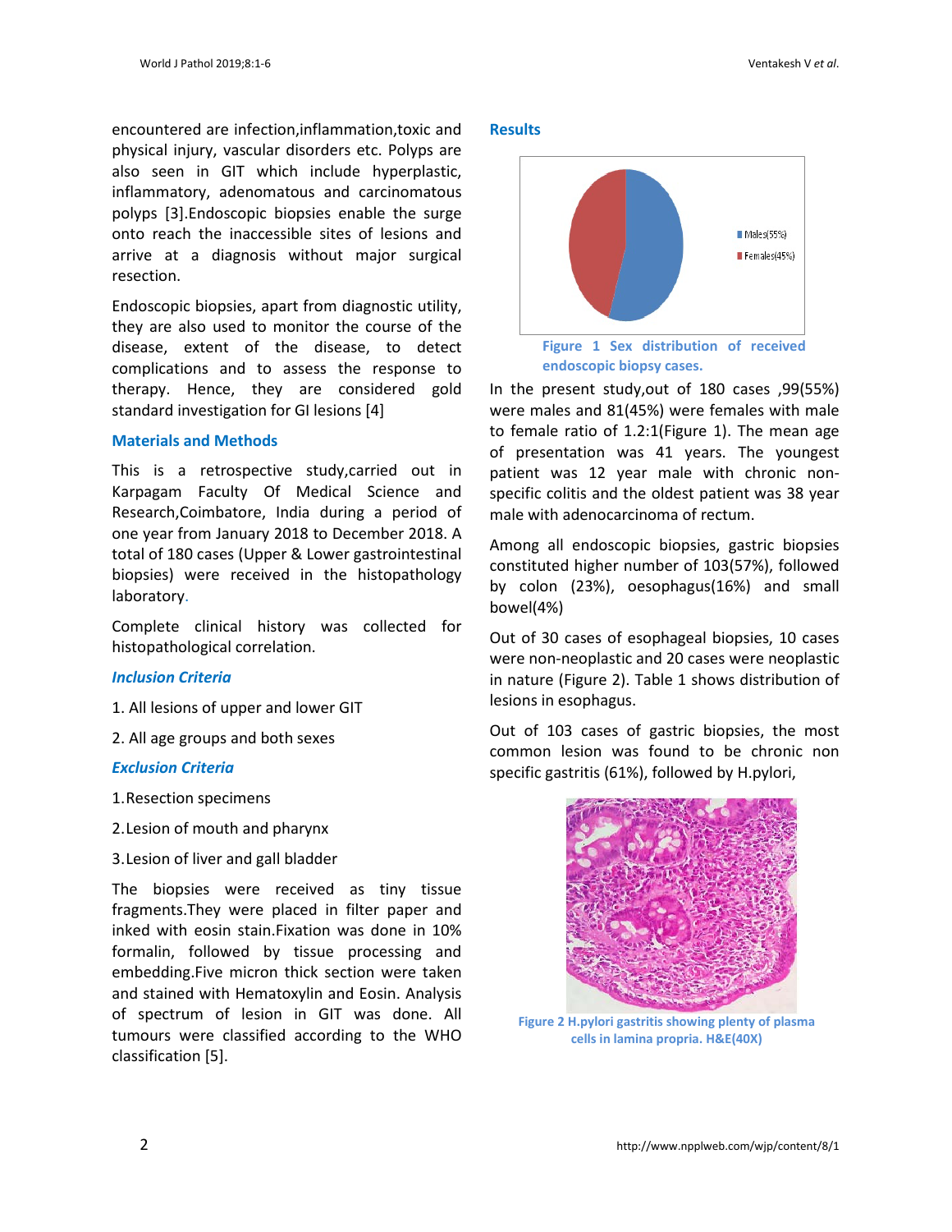encountered are infection,inflammation,toxic and physical injury, vascular disorders etc. Polyps are also seen in GIT which include hyperplastic, inflammatory, adenomatous and carcinomatous polyps [3].Endoscopic biopsies enable the surge onto reach the inaccessible sites of lesions and arrive at a diagnosis without major surgical resection.

Endoscopic biopsies, apart from diagnostic utility, they are also used to monitor the course of the disease, extent of the disease, to detect complications and to assess the response to therapy. Hence, they are considered gold standard investigation for GI lesions [4]

## Materials and Methods

This is a retrospective study,carried out in Karpagam Faculty Of Medical Science and Research,Coimbatore, India during a period of one year from January 2018 to December 2018. A total of 180 cases (Upper & Lower gastrointestinal biopsies) were received in the histopathology laboratory.

Complete clinical history was collected for histopathological correlation.

### *Inclusion Criteria*

1. All lesions of upper and lower GIT
2. All age groups and both sexes

### *Exclusion Criteria*

1. Resection specimens
2. Lesion of mouth and pharynx
3. Lesion of liver and gall bladder

The biopsies were received as tiny tissue fragments.They were placed in filter paper and inked with eosin stain.Fixation was done in 10% formalin, followed by tissue processing and embedding.Five micron thick section were taken and stained with Hematoxylin and Eosin. Analysis of spectrum of lesion in GIT was done. All tumours were classified according to the WHO classification [5].

## Results

Males(55%)
Females(45%)

**Figure 1 Sex distribution of received endoscopic biopsy cases.**

In the present study,out of 180 cases ,99(55%) were males and 81(45%) were females with male to female ratio of 1.2:1(Figure 1). The mean age of presentation was 41 years. The youngest patient was 12 year male with chronic non-specific colitis and the oldest patient was 38 year male with adenocarcinoma of rectum.

Among all endoscopic biopsies, gastric biopsies constituted higher number of 103(57%), followed by colon (23%), oesophagus(16%) and small bowel(4%)

Out of 30 cases of esophageal biopsies, 10 cases were non-neoplastic and 20 cases were neoplastic in nature (Figure 2). Table 1 shows distribution of lesions in esophagus.

Out of 103 cases of gastric biopsies, the most common lesion was found to be chronic non specific gastritis (61%), followed by H.pylori,

**Figure 2 H.pylori gastritis showing plenty of plasma cells in lamina propria. H&E(40X)**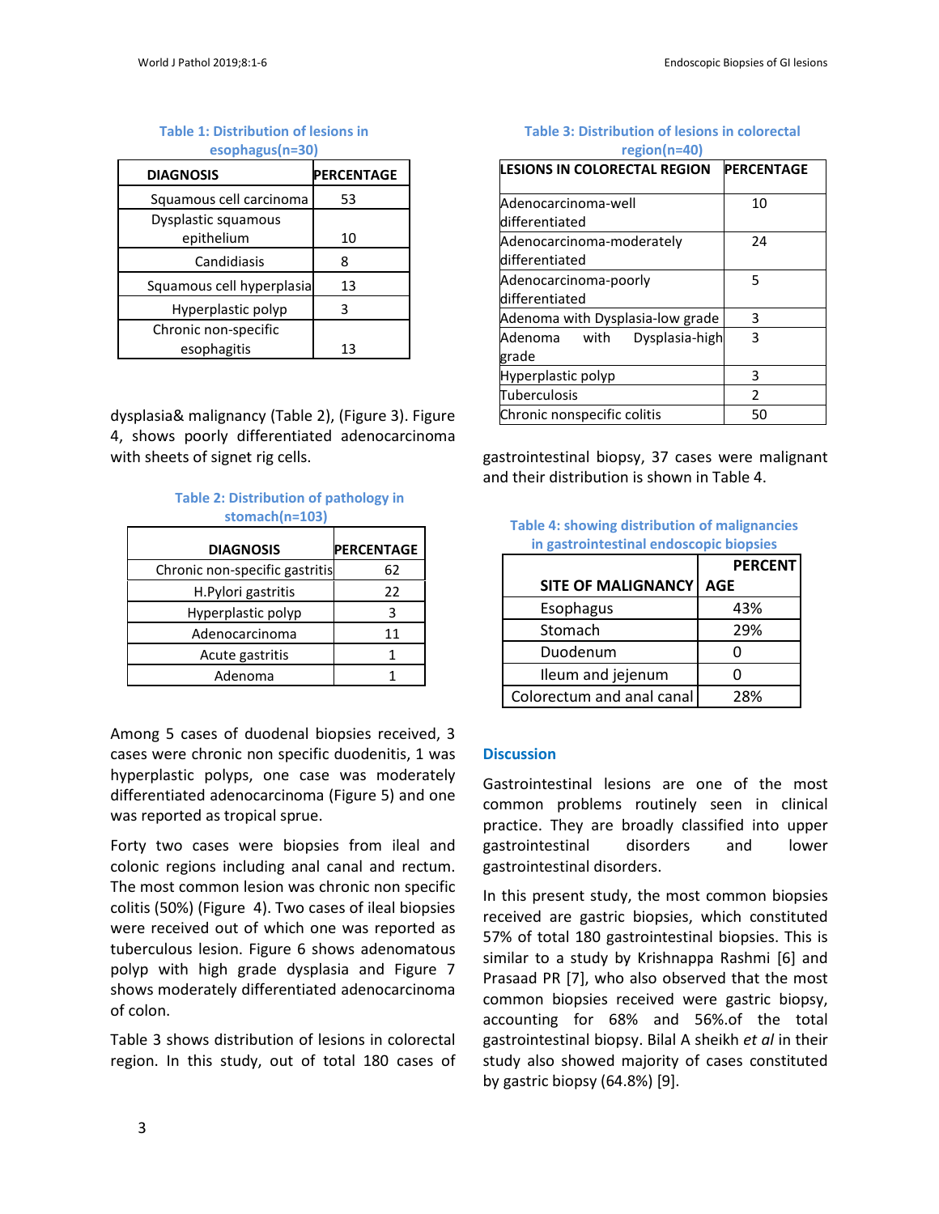**Table 1: Distribution of lesions in esophagus(n=30)**

| DIAGNOSIS | PERCENTAGE |
|---|---|
| Squamous cell carcinoma | 53 |
| Dysplastic squamous epithelium | 10 |
| Candidiasis | 8 |
| Squamous cell hyperplasia | 13 |
| Hyperplastic polyp | 3 |
| Chronic non-specific esophagitis | 13 |

dysplasia& malignancy (Table 2), (Figure 3). Figure 4, shows poorly differentiated adenocarcinoma with sheets of signet rig cells.

**Table 2: Distribution of pathology in stomach(n=103)**

| DIAGNOSIS | PERCENTAGE |
|---|---|
| Chronic non-specific gastritis | 62 |
| H.Pylori gastritis | 22 |
| Hyperplastic polyp | 3 |
| Adenocarcinoma | 11 |
| Acute gastritis | 1 |
| Adenoma | 1 |

Among 5 cases of duodenal biopsies received, 3 cases were chronic non specific duodenitis, 1 was hyperplastic polyps, one case was moderately differentiated adenocarcinoma (Figure 5) and one was reported as tropical sprue.

Forty two cases were biopsies from ileal and colonic regions including anal canal and rectum. The most common lesion was chronic non specific colitis (50%) (Figure 4). Two cases of ileal biopsies were received out of which one was reported as tuberculous lesion. Figure 6 shows adenomatous polyp with high grade dysplasia and Figure 7 shows moderately differentiated adenocarcinoma of colon.

Table 3 shows distribution of lesions in colorectal region. In this study, out of total 180 cases of gastrointestinal biopsy, 37 cases were malignant and their distribution is shown in Table 4.

**Table 3: Distribution of lesions in colorectal region(n=40)**

| LESIONS IN COLORECTAL REGION | PERCENTAGE |
|---|---|
| Adenocarcinoma-well differentiated | 10 |
| Adenocarcinoma-moderately differentiated | 24 |
| Adenocarcinoma-poorly differentiated | 5 |
| Adenoma with Dysplasia-low grade | 3 |
| Adenoma with Dysplasia-high grade | 3 |
| Hyperplastic polyp | 3 |
| Tuberculosis | 2 |
| Chronic nonspecific colitis | 50 |

**Table 4: showing distribution of malignancies in gastrointestinal endoscopic biopsies**

| SITE OF MALIGNANCY | PERCENTAGE |
|---|---|
| Esophagus | 43% |
| Stomach | 29% |
| Duodenum | 0 |
| Ileum and jejenum | 0 |
| Colorectum and anal canal | 28% |

## Discussion

Gastrointestinal lesions are one of the most common problems routinely seen in clinical practice. They are broadly classified into upper gastrointestinal disorders and lower gastrointestinal disorders.

In this present study, the most common biopsies received are gastric biopsies, which constituted 57% of total 180 gastrointestinal biopsies. This is similar to a study by Krishnappa Rashmi [6] and Prasaad PR [7], who also observed that the most common biopsies received were gastric biopsy, accounting for 68% and 56%.of the total gastrointestinal biopsy. Bilal A sheikh *et al* in their study also showed majority of cases constituted by gastric biopsy (64.8%) [9].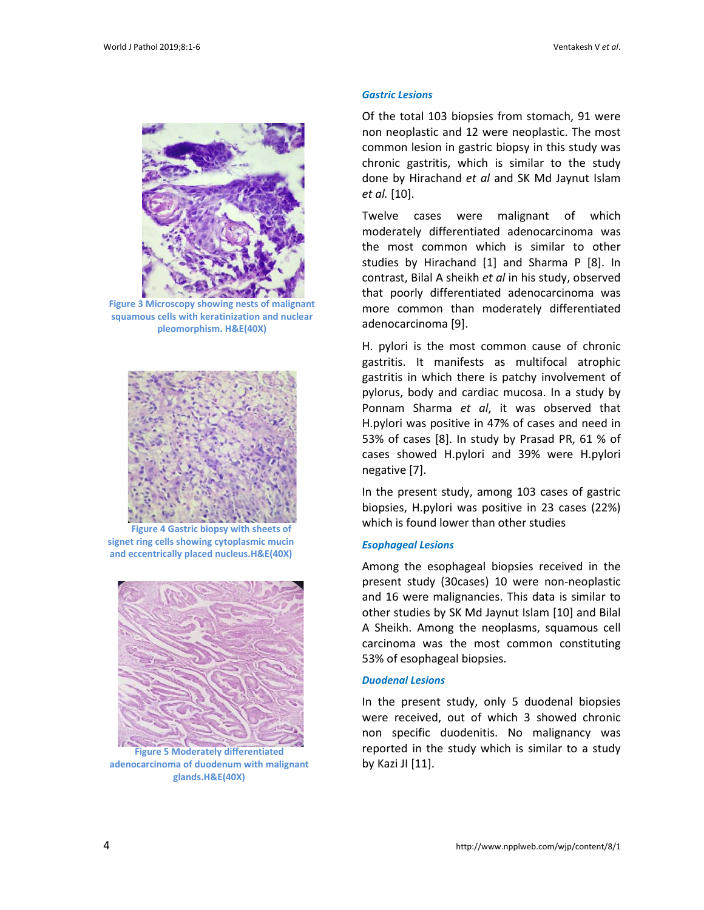Figure 3 Microscopy showing nests of malignant squamous cells with keratinization and nuclear pleomorphism. H&E(40X)

Figure 4 Gastric biopsy with sheets of signet ring cells showing cytoplasmic mucin and eccentrically placed nucleus.H&E(40X)

Figure 5 Moderately differentiated adenocarcinoma of duodenum with malignant glands.H&E(40X)

### *Gastric Lesions*

Of the total 103 biopsies from stomach, 91 were non neoplastic and 12 were neoplastic. The most common lesion in gastric biopsy in this study was chronic gastritis, which is similar to the study done by Hirachand *et al* and SK Md Jaynut Islam *et al.* [10].

Twelve cases were malignant of which moderately differentiated adenocarcinoma was the most common which is similar to other studies by Hirachand [1] and Sharma P [8]. In contrast, Bilal A sheikh *et al* in his study, observed that poorly differentiated adenocarcinoma was more common than moderately differentiated adenocarcinoma [9].

H. pylori is the most common cause of chronic gastritis. It manifests as multifocal atrophic gastritis in which there is patchy involvement of pylorus, body and cardiac mucosa. In a study by Ponnam Sharma *et al*, it was observed that H.pylori was positive in 47% of cases and need in 53% of cases [8]. In study by Prasad PR, 61 % of cases showed H.pylori and 39% were H.pylori negative [7].

In the present study, among 103 cases of gastric biopsies, H.pylori was positive in 23 cases (22%) which is found lower than other studies

### *Esophageal Lesions*

Among the esophageal biopsies received in the present study (30cases) 10 were non-neoplastic and 16 were malignancies. This data is similar to other studies by SK Md Jaynut Islam [10] and Bilal A Sheikh. Among the neoplasms, squamous cell carcinoma was the most common constituting 53% of esophageal biopsies.

### *Duodenal Lesions*

In the present study, only 5 duodenal biopsies were received, out of which 3 showed chronic non specific duodenitis. No malignancy was reported in the study which is similar to a study by Kazi JI [11].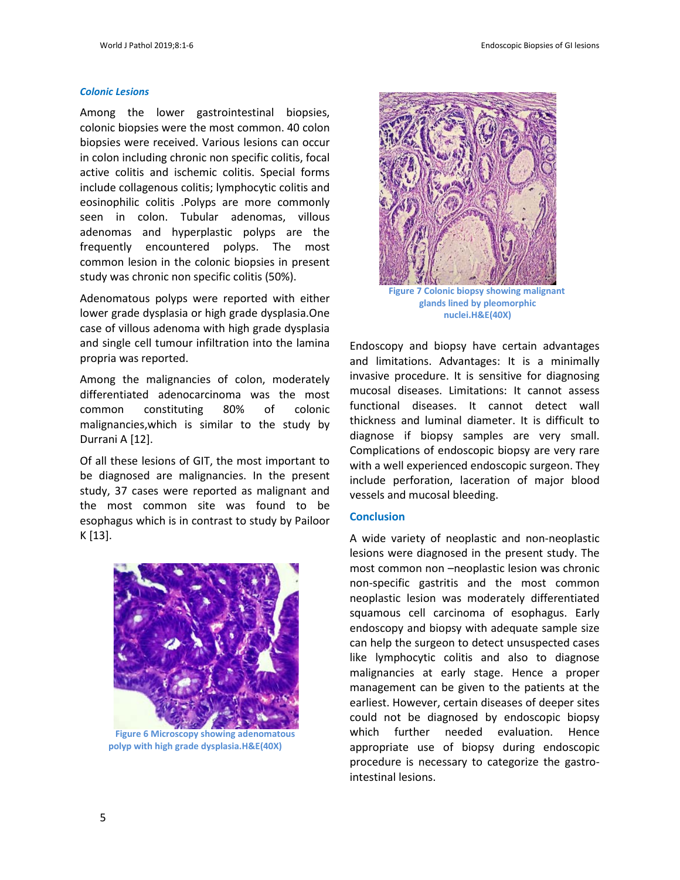### Colonic Lesions

Among the lower gastrointestinal biopsies, colonic biopsies were the most common. 40 colon biopsies were received. Various lesions can occur in colon including chronic non specific colitis, focal active colitis and ischemic colitis. Special forms include collagenous colitis; lymphocytic colitis and eosinophilic colitis .Polyps are more commonly seen in colon. Tubular adenomas, villous adenomas and hyperplastic polyps are the frequently encountered polyps. The most common lesion in the colonic biopsies in present study was chronic non specific colitis (50%).

Adenomatous polyps were reported with either lower grade dysplasia or high grade dysplasia.One case of villous adenoma with high grade dysplasia and single cell tumour infiltration into the lamina propria was reported.

Among the malignancies of colon, moderately differentiated adenocarcinoma was the most common constituting 80% of colonic malignancies,which is similar to the study by Durrani A [12].

Of all these lesions of GIT, the most important to be diagnosed are malignancies. In the present study, 37 cases were reported as malignant and the most common site was found to be esophagus which is in contrast to study by Pailoor K [13].

**Figure 6 Microscopy showing adenomatous polyp with high grade dysplasia.H&E(40X)**

**Figure 7 Colonic biopsy showing malignant glands lined by pleomorphic nuclei.H&E(40X)**

Endoscopy and biopsy have certain advantages and limitations. Advantages: It is a minimally invasive procedure. It is sensitive for diagnosing mucosal diseases. Limitations: It cannot assess functional diseases. It cannot detect wall thickness and luminal diameter. It is difficult to diagnose if biopsy samples are very small. Complications of endoscopic biopsy are very rare with a well experienced endoscopic surgeon. They include perforation, laceration of major blood vessels and mucosal bleeding.

## Conclusion

A wide variety of neoplastic and non-neoplastic lesions were diagnosed in the present study. The most common non –neoplastic lesion was chronic non-specific gastritis and the most common neoplastic lesion was moderately differentiated squamous cell carcinoma of esophagus. Early endoscopy and biopsy with adequate sample size can help the surgeon to detect unsuspected cases like lymphocytic colitis and also to diagnose malignancies at early stage. Hence a proper management can be given to the patients at the earliest. However, certain diseases of deeper sites could not be diagnosed by endoscopic biopsy which further needed evaluation. Hence appropriate use of biopsy during endoscopic procedure is necessary to categorize the gastro-intestinal lesions.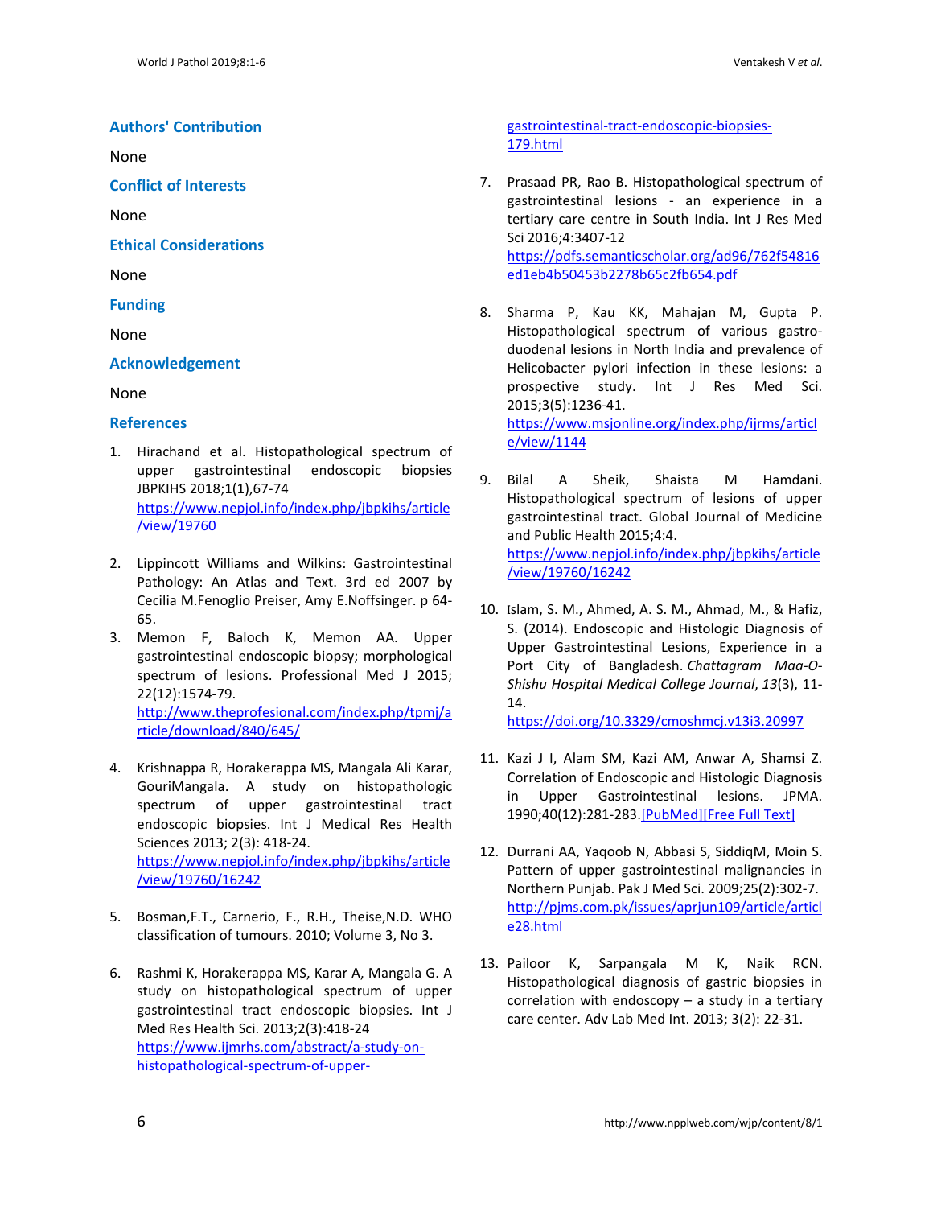## Authors' Contribution

None

## Conflict of Interests

None

## Ethical Considerations

None

## Funding

None

## Acknowledgement

None

## References

1. Hirachand et al. Histopathological spectrum of upper gastrointestinal endoscopic biopsies JBPKIHS 2018;1(1),67-74 https://www.nepjol.info/index.php/jbpkihs/article/view/19760

2. Lippincott Williams and Wilkins: Gastrointestinal Pathology: An Atlas and Text. 3rd ed 2007 by Cecilia M.Fenoglio Preiser, Amy E.Noffsinger. p 64-65.

3. Memon F, Baloch K, Memon AA. Upper gastrointestinal endoscopic biopsy; morphological spectrum of lesions. Professional Med J 2015; 22(12):1574-79. http://www.theprofesional.com/index.php/tpmj/article/download/840/645/

4. Krishnappa R, Horakerappa MS, Mangala Ali Karar, GouriMangala. A study on histopathologic spectrum of upper gastrointestinal tract endoscopic biopsies. Int J Medical Res Health Sciences 2013; 2(3): 418-24. https://www.nepjol.info/index.php/jbpkihs/article/view/19760/16242

5. Bosman,F.T., Carnerio, F., R.H., Theise,N.D. WHO classification of tumours. 2010; Volume 3, No 3.

6. Rashmi K, Horakerappa MS, Karar A, Mangala G. A study on histopathological spectrum of upper gastrointestinal tract endoscopic biopsies. Int J Med Res Health Sci. 2013;2(3):418-24 https://www.ijmrhs.com/abstract/a-study-on-histopathological-spectrum-of-upper-gastrointestinal-tract-endoscopic-biopsies-179.html

7. Prasaad PR, Rao B. Histopathological spectrum of gastrointestinal lesions - an experience in a tertiary care centre in South India. Int J Res Med Sci 2016;4:3407-12 https://pdfs.semanticscholar.org/ad96/762f54816ed1eb4b50453b2278b65c2fb654.pdf

8. Sharma P, Kau KK, Mahajan M, Gupta P. Histopathological spectrum of various gastro-duodenal lesions in North India and prevalence of Helicobacter pylori infection in these lesions: a prospective study. Int J Res Med Sci. 2015;3(5):1236-41. https://www.msjonline.org/index.php/ijrms/article/view/1144

9. Bilal A Sheik, Shaista M Hamdani. Histopathological spectrum of lesions of upper gastrointestinal tract. Global Journal of Medicine and Public Health 2015;4:4. https://www.nepjol.info/index.php/jbpkihs/article/view/19760/16242

10. Islam, S. M., Ahmed, A. S. M., Ahmad, M., & Hafiz, S. (2014). Endoscopic and Histologic Diagnosis of Upper Gastrointestinal Lesions, Experience in a Port City of Bangladesh. *Chattagram Maa-O-Shishu Hospital Medical College Journal*, *13*(3), 11-14. https://doi.org/10.3329/cmoshmcj.v13i3.20997

11. Kazi J I, Alam SM, Kazi AM, Anwar A, Shamsi Z. Correlation of Endoscopic and Histologic Diagnosis in Upper Gastrointestinal lesions. JPMA. 1990;40(12):281-283.[PubMed][Free Full Text]

12. Durrani AA, Yaqoob N, Abbasi S, SiddiqM, Moin S. Pattern of upper gastrointestinal malignancies in Northern Punjab. Pak J Med Sci. 2009;25(2):302-7. http://pjms.com.pk/issues/aprjun109/article/article28.html

13. Pailoor K, Sarpangala M K, Naik RCN. Histopathological diagnosis of gastric biopsies in correlation with endoscopy – a study in a tertiary care center. Adv Lab Med Int. 2013; 3(2): 22-31.